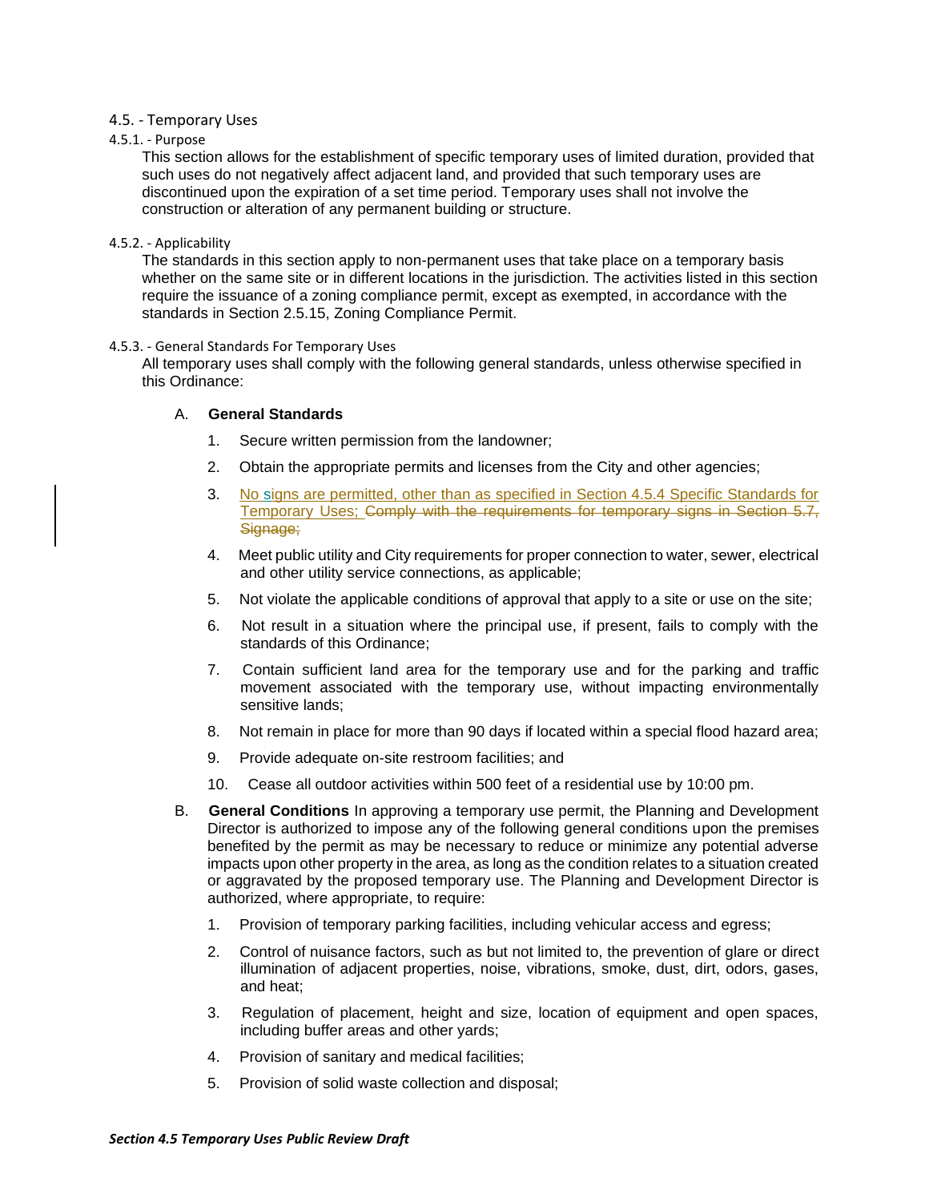## 4.5. - Temporary Uses

### 4.5.1. - Purpose

This section allows for the establishment of specific temporary uses of limited duration, provided that such uses do not negatively affect adjacent land, and provided that such temporary uses are discontinued upon the expiration of a set time period. Temporary uses shall not involve the construction or alteration of any permanent building or structure.

### 4.5.2. - Applicability

The standards in this section apply to non-permanent uses that take place on a temporary basis whether on the same site or in different locations in the jurisdiction. The activities listed in this section require the issuance of a zoning compliance permit, except as exempted, in accordance with the standards in Section 2.5.15, Zoning Compliance Permit.

### 4.5.3. - General Standards For Temporary Uses

All temporary uses shall comply with the following general standards, unless otherwise specified in this Ordinance:

A. **General Standards**

1. Secure written permission from the landowner;
2. Obtain the appropriate permits and licenses from the City and other agencies;
3. <u>No signs are permitted, other than as specified in Section 4.5.4 Specific Standards for Temporary Uses;</u> ~~Comply with the requirements for temporary signs in Section 5.7, Signage;~~
4. Meet public utility and City requirements for proper connection to water, sewer, electrical and other utility service connections, as applicable;
5. Not violate the applicable conditions of approval that apply to a site or use on the site;
6. Not result in a situation where the principal use, if present, fails to comply with the standards of this Ordinance;
7. Contain sufficient land area for the temporary use and for the parking and traffic movement associated with the temporary use, without impacting environmentally sensitive lands;
8. Not remain in place for more than 90 days if located within a special flood hazard area;
9. Provide adequate on-site restroom facilities; and
10. Cease all outdoor activities within 500 feet of a residential use by 10:00 pm.

B. **General Conditions** In approving a temporary use permit, the Planning and Development Director is authorized to impose any of the following general conditions upon the premises benefited by the permit as may be necessary to reduce or minimize any potential adverse impacts upon other property in the area, as long as the condition relates to a situation created or aggravated by the proposed temporary use. The Planning and Development Director is authorized, where appropriate, to require:

1. Provision of temporary parking facilities, including vehicular access and egress;
2. Control of nuisance factors, such as but not limited to, the prevention of glare or direct illumination of adjacent properties, noise, vibrations, smoke, dust, dirt, odors, gases, and heat;
3. Regulation of placement, height and size, location of equipment and open spaces, including buffer areas and other yards;
4. Provision of sanitary and medical facilities;
5. Provision of solid waste collection and disposal;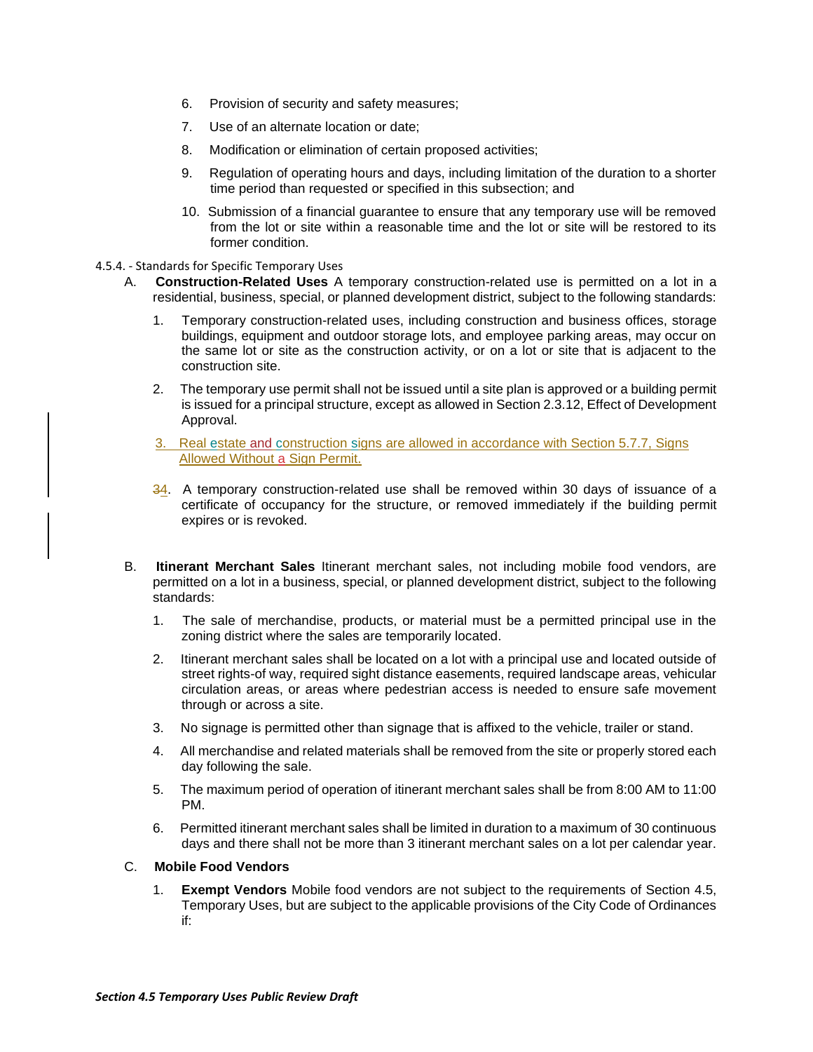6. Provision of security and safety measures;

7. Use of an alternate location or date;

8. Modification or elimination of certain proposed activities;

9. Regulation of operating hours and days, including limitation of the duration to a shorter time period than requested or specified in this subsection; and

10. Submission of a financial guarantee to ensure that any temporary use will be removed from the lot or site within a reasonable time and the lot or site will be restored to its former condition.

4.5.4. - Standards for Specific Temporary Uses

A. **Construction-Related Uses** A temporary construction-related use is permitted on a lot in a residential, business, special, or planned development district, subject to the following standards:

1. Temporary construction-related uses, including construction and business offices, storage buildings, equipment and outdoor storage lots, and employee parking areas, may occur on the same lot or site as the construction activity, or on a lot or site that is adjacent to the construction site.

2. The temporary use permit shall not be issued until a site plan is approved or a building permit is issued for a principal structure, except as allowed in Section 2.3.12, Effect of Development Approval.

3. Real estate and construction signs are allowed in accordance with Section 5.7.7, Signs Allowed Without a Sign Permit.

~~3~~4. A temporary construction-related use shall be removed within 30 days of issuance of a certificate of occupancy for the structure, or removed immediately if the building permit expires or is revoked.

B. **Itinerant Merchant Sales** Itinerant merchant sales, not including mobile food vendors, are permitted on a lot in a business, special, or planned development district, subject to the following standards:

1. The sale of merchandise, products, or material must be a permitted principal use in the zoning district where the sales are temporarily located.

2. Itinerant merchant sales shall be located on a lot with a principal use and located outside of street rights-of way, required sight distance easements, required landscape areas, vehicular circulation areas, or areas where pedestrian access is needed to ensure safe movement through or across a site.

3. No signage is permitted other than signage that is affixed to the vehicle, trailer or stand.

4. All merchandise and related materials shall be removed from the site or properly stored each day following the sale.

5. The maximum period of operation of itinerant merchant sales shall be from 8:00 AM to 11:00 PM.

6. Permitted itinerant merchant sales shall be limited in duration to a maximum of 30 continuous days and there shall not be more than 3 itinerant merchant sales on a lot per calendar year.

C. **Mobile Food Vendors**

1. **Exempt Vendors** Mobile food vendors are not subject to the requirements of Section 4.5, Temporary Uses, but are subject to the applicable provisions of the City Code of Ordinances if: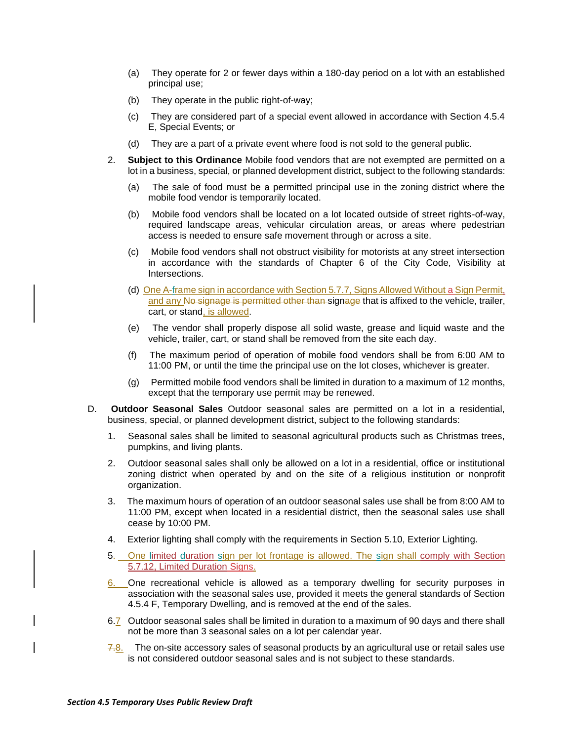(a) They operate for 2 or fewer days within a 180-day period on a lot with an established principal use;

(b) They operate in the public right-of-way;

(c) They are considered part of a special event allowed in accordance with Section 4.5.4 E, Special Events; or

(d) They are a part of a private event where food is not sold to the general public.

2. **Subject to this Ordinance** Mobile food vendors that are not exempted are permitted on a lot in a business, special, or planned development district, subject to the following standards:

(a) The sale of food must be a permitted principal use in the zoning district where the mobile food vendor is temporarily located.

(b) Mobile food vendors shall be located on a lot located outside of street rights-of-way, required landscape areas, vehicular circulation areas, or areas where pedestrian access is needed to ensure safe movement through or across a site.

(c) Mobile food vendors shall not obstruct visibility for motorists at any street intersection in accordance with the standards of Chapter 6 of the City Code, Visibility at Intersections.

(d) One A-frame sign in accordance with Section 5.7.7, Signs Allowed Without a Sign Permit, and any ~~No signage is permitted other than~~ sign~~age~~ that is affixed to the vehicle, trailer, cart, or stand, is allowed.

(e) The vendor shall properly dispose all solid waste, grease and liquid waste and the vehicle, trailer, cart, or stand shall be removed from the site each day.

(f) The maximum period of operation of mobile food vendors shall be from 6:00 AM to 11:00 PM, or until the time the principal use on the lot closes, whichever is greater.

(g) Permitted mobile food vendors shall be limited in duration to a maximum of 12 months, except that the temporary use permit may be renewed.

D. **Outdoor Seasonal Sales** Outdoor seasonal sales are permitted on a lot in a residential, business, special, or planned development district, subject to the following standards:

1. Seasonal sales shall be limited to seasonal agricultural products such as Christmas trees, pumpkins, and living plants.

2. Outdoor seasonal sales shall only be allowed on a lot in a residential, office or institutional zoning district when operated by and on the site of a religious institution or nonprofit organization.

3. The maximum hours of operation of an outdoor seasonal sales use shall be from 8:00 AM to 11:00 PM, except when located in a residential district, then the seasonal sales use shall cease by 10:00 PM.

4. Exterior lighting shall comply with the requirements in Section 5.10, Exterior Lighting.

5~~.~~ One limited duration sign per lot frontage is allowed. The sign shall comply with Section 5.7.12, Limited Duration Signs.

6. One recreational vehicle is allowed as a temporary dwelling for security purposes in association with the seasonal sales use, provided it meets the general standards of Section 4.5.4 F, Temporary Dwelling, and is removed at the end of the sales.

6.7 Outdoor seasonal sales shall be limited in duration to a maximum of 90 days and there shall not be more than 3 seasonal sales on a lot per calendar year.

~~7.~~8. The on-site accessory sales of seasonal products by an agricultural use or retail sales use is not considered outdoor seasonal sales and is not subject to these standards.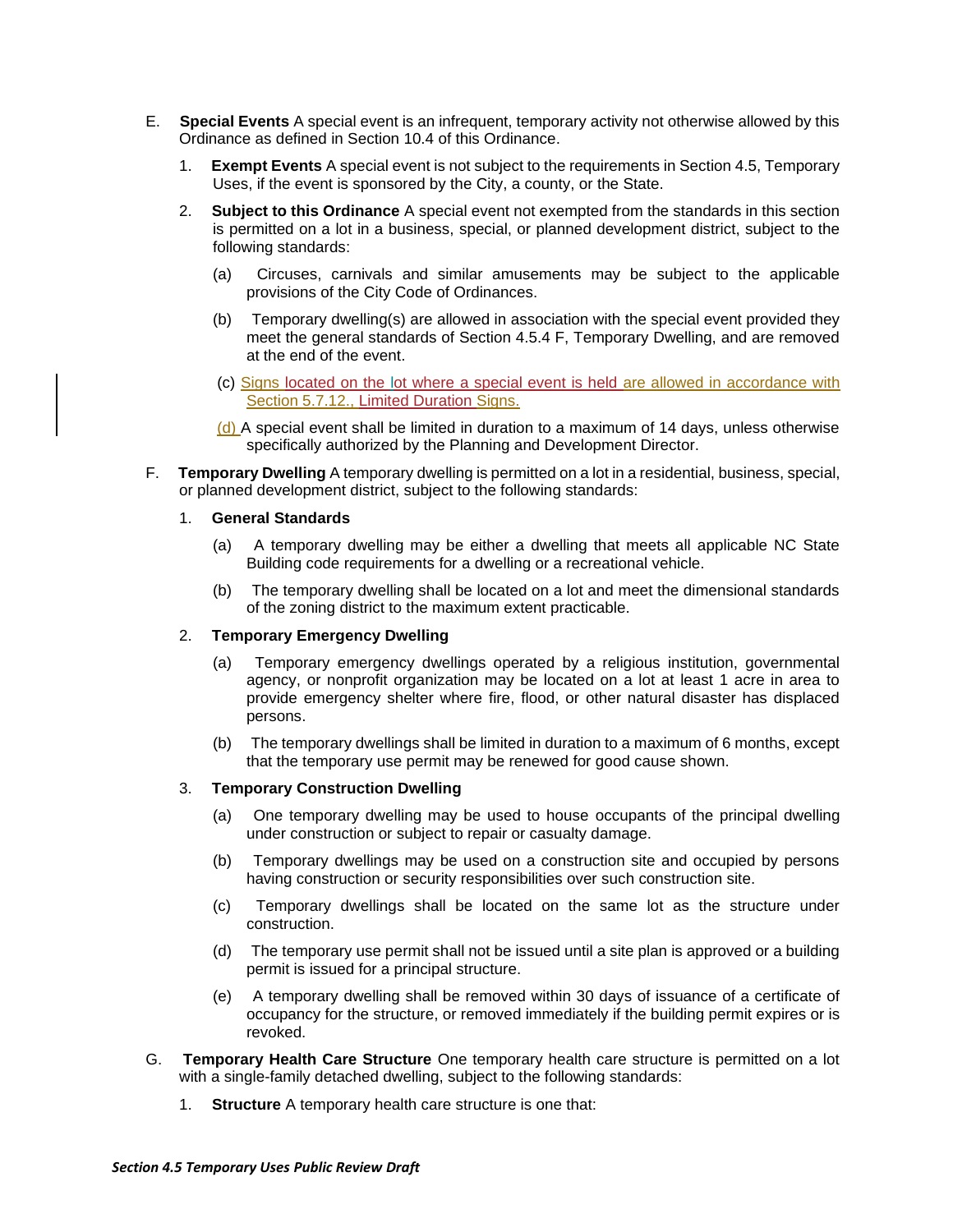E. **Special Events** A special event is an infrequent, temporary activity not otherwise allowed by this Ordinance as defined in Section 10.4 of this Ordinance.

1. **Exempt Events** A special event is not subject to the requirements in Section 4.5, Temporary Uses, if the event is sponsored by the City, a county, or the State.

2. **Subject to this Ordinance** A special event not exempted from the standards in this section is permitted on a lot in a business, special, or planned development district, subject to the following standards:

   (a) Circuses, carnivals and similar amusements may be subject to the applicable provisions of the City Code of Ordinances.

   (b) Temporary dwelling(s) are allowed in association with the special event provided they meet the general standards of Section 4.5.4 F, Temporary Dwelling, and are removed at the end of the event.

   (c) Signs located on the lot where a special event is held are allowed in accordance with Section 5.7.12., Limited Duration Signs.

   (d) A special event shall be limited in duration to a maximum of 14 days, unless otherwise specifically authorized by the Planning and Development Director.

F. **Temporary Dwelling** A temporary dwelling is permitted on a lot in a residential, business, special, or planned development district, subject to the following standards:

1. **General Standards**

   (a) A temporary dwelling may be either a dwelling that meets all applicable NC State Building code requirements for a dwelling or a recreational vehicle.

   (b) The temporary dwelling shall be located on a lot and meet the dimensional standards of the zoning district to the maximum extent practicable.

2. **Temporary Emergency Dwelling**

   (a) Temporary emergency dwellings operated by a religious institution, governmental agency, or nonprofit organization may be located on a lot at least 1 acre in area to provide emergency shelter where fire, flood, or other natural disaster has displaced persons.

   (b) The temporary dwellings shall be limited in duration to a maximum of 6 months, except that the temporary use permit may be renewed for good cause shown.

3. **Temporary Construction Dwelling**

   (a) One temporary dwelling may be used to house occupants of the principal dwelling under construction or subject to repair or casualty damage.

   (b) Temporary dwellings may be used on a construction site and occupied by persons having construction or security responsibilities over such construction site.

   (c) Temporary dwellings shall be located on the same lot as the structure under construction.

   (d) The temporary use permit shall not be issued until a site plan is approved or a building permit is issued for a principal structure.

   (e) A temporary dwelling shall be removed within 30 days of issuance of a certificate of occupancy for the structure, or removed immediately if the building permit expires or is revoked.

G. **Temporary Health Care Structure** One temporary health care structure is permitted on a lot with a single-family detached dwelling, subject to the following standards:

1. **Structure** A temporary health care structure is one that: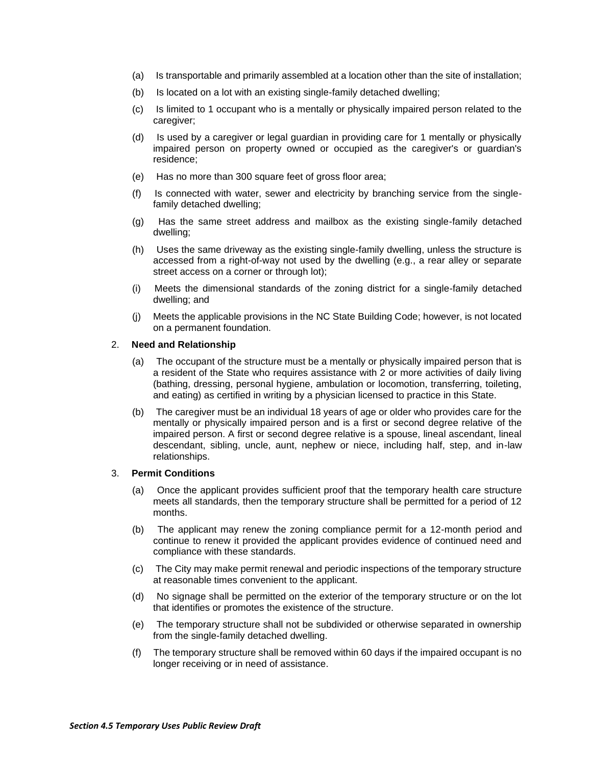(a) Is transportable and primarily assembled at a location other than the site of installation;

(b) Is located on a lot with an existing single-family detached dwelling;

(c) Is limited to 1 occupant who is a mentally or physically impaired person related to the caregiver;

(d) Is used by a caregiver or legal guardian in providing care for 1 mentally or physically impaired person on property owned or occupied as the caregiver's or guardian's residence;

(e) Has no more than 300 square feet of gross floor area;

(f) Is connected with water, sewer and electricity by branching service from the single-family detached dwelling;

(g) Has the same street address and mailbox as the existing single-family detached dwelling;

(h) Uses the same driveway as the existing single-family dwelling, unless the structure is accessed from a right-of-way not used by the dwelling (e.g., a rear alley or separate street access on a corner or through lot);

(i) Meets the dimensional standards of the zoning district for a single-family detached dwelling; and

(j) Meets the applicable provisions in the NC State Building Code; however, is not located on a permanent foundation.

2. **Need and Relationship**

(a) The occupant of the structure must be a mentally or physically impaired person that is a resident of the State who requires assistance with 2 or more activities of daily living (bathing, dressing, personal hygiene, ambulation or locomotion, transferring, toileting, and eating) as certified in writing by a physician licensed to practice in this State.

(b) The caregiver must be an individual 18 years of age or older who provides care for the mentally or physically impaired person and is a first or second degree relative of the impaired person. A first or second degree relative is a spouse, lineal ascendant, lineal descendant, sibling, uncle, aunt, nephew or niece, including half, step, and in-law relationships.

3. **Permit Conditions**

(a) Once the applicant provides sufficient proof that the temporary health care structure meets all standards, then the temporary structure shall be permitted for a period of 12 months.

(b) The applicant may renew the zoning compliance permit for a 12-month period and continue to renew it provided the applicant provides evidence of continued need and compliance with these standards.

(c) The City may make permit renewal and periodic inspections of the temporary structure at reasonable times convenient to the applicant.

(d) No signage shall be permitted on the exterior of the temporary structure or on the lot that identifies or promotes the existence of the structure.

(e) The temporary structure shall not be subdivided or otherwise separated in ownership from the single-family detached dwelling.

(f) The temporary structure shall be removed within 60 days if the impaired occupant is no longer receiving or in need of assistance.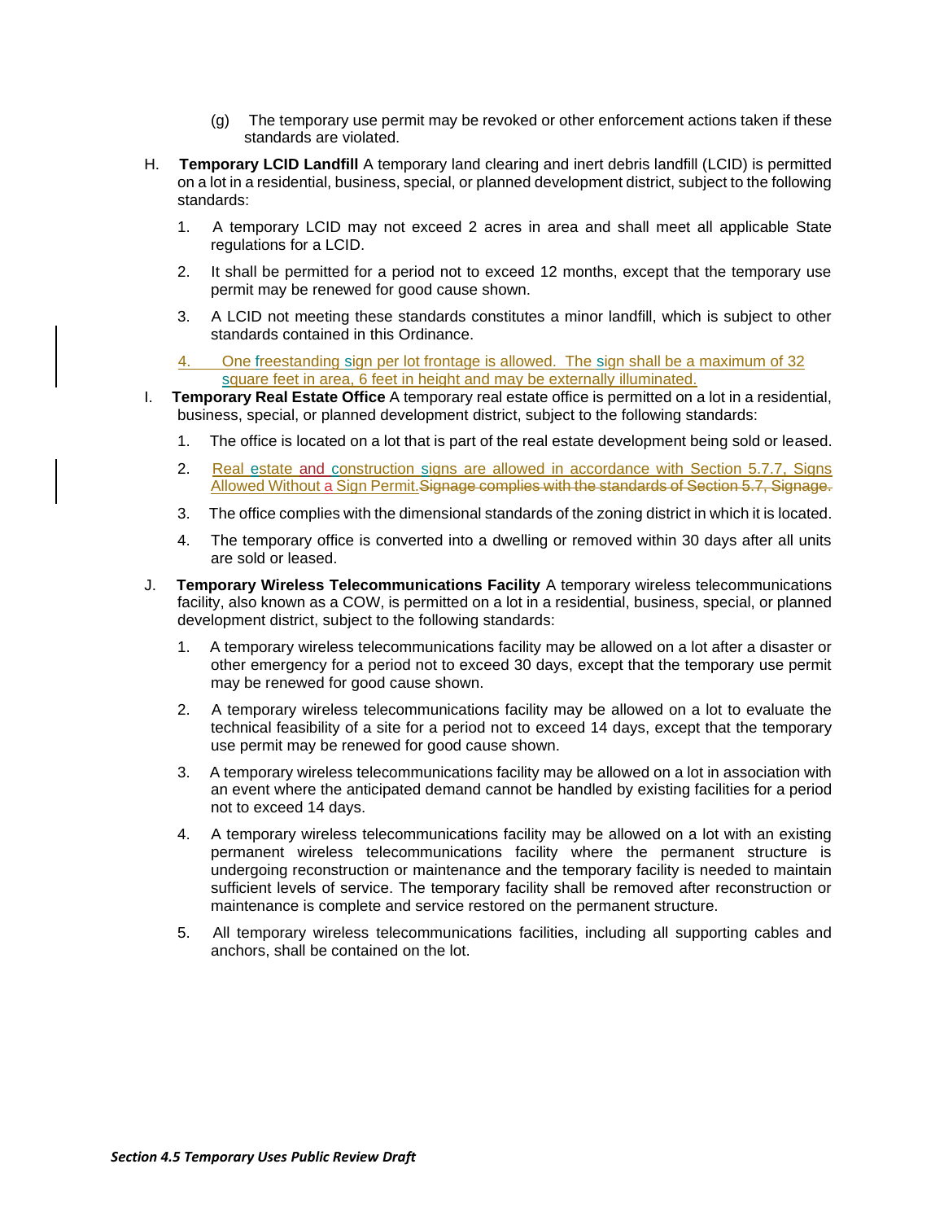(g) The temporary use permit may be revoked or other enforcement actions taken if these standards are violated.

H. **Temporary LCID Landfill** A temporary land clearing and inert debris landfill (LCID) is permitted on a lot in a residential, business, special, or planned development district, subject to the following standards:

1. A temporary LCID may not exceed 2 acres in area and shall meet all applicable State regulations for a LCID.
2. It shall be permitted for a period not to exceed 12 months, except that the temporary use permit may be renewed for good cause shown.
3. A LCID not meeting these standards constitutes a minor landfill, which is subject to other standards contained in this Ordinance.
4. One freestanding sign per lot frontage is allowed. The sign shall be a maximum of 32 square feet in area, 6 feet in height and may be externally illuminated.

I. **Temporary Real Estate Office** A temporary real estate office is permitted on a lot in a residential, business, special, or planned development district, subject to the following standards:

1. The office is located on a lot that is part of the real estate development being sold or leased.
2. Real estate and construction signs are allowed in accordance with Section 5.7.7, Signs Allowed Without a Sign Permit.~~Signage complies with the standards of Section 5.7, Signage.~~
3. The office complies with the dimensional standards of the zoning district in which it is located.
4. The temporary office is converted into a dwelling or removed within 30 days after all units are sold or leased.

J. **Temporary Wireless Telecommunications Facility** A temporary wireless telecommunications facility, also known as a COW, is permitted on a lot in a residential, business, special, or planned development district, subject to the following standards:

1. A temporary wireless telecommunications facility may be allowed on a lot after a disaster or other emergency for a period not to exceed 30 days, except that the temporary use permit may be renewed for good cause shown.
2. A temporary wireless telecommunications facility may be allowed on a lot to evaluate the technical feasibility of a site for a period not to exceed 14 days, except that the temporary use permit may be renewed for good cause shown.
3. A temporary wireless telecommunications facility may be allowed on a lot in association with an event where the anticipated demand cannot be handled by existing facilities for a period not to exceed 14 days.
4. A temporary wireless telecommunications facility may be allowed on a lot with an existing permanent wireless telecommunications facility where the permanent structure is undergoing reconstruction or maintenance and the temporary facility is needed to maintain sufficient levels of service. The temporary facility shall be removed after reconstruction or maintenance is complete and service restored on the permanent structure.
5. All temporary wireless telecommunications facilities, including all supporting cables and anchors, shall be contained on the lot.